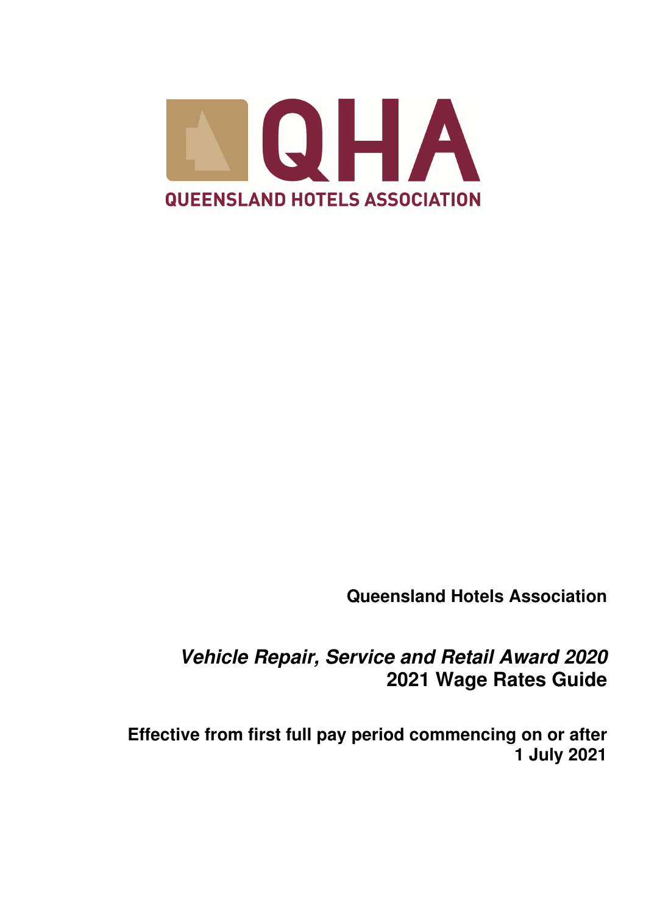QHA

QUEENSLAND HOTELS ASSOCIATION

**Queensland Hotels Association**

***Vehicle Repair, Service and Retail Award 2020***
**2021 Wage Rates Guide**

**Effective from first full pay period commencing on or after 1 July 2021**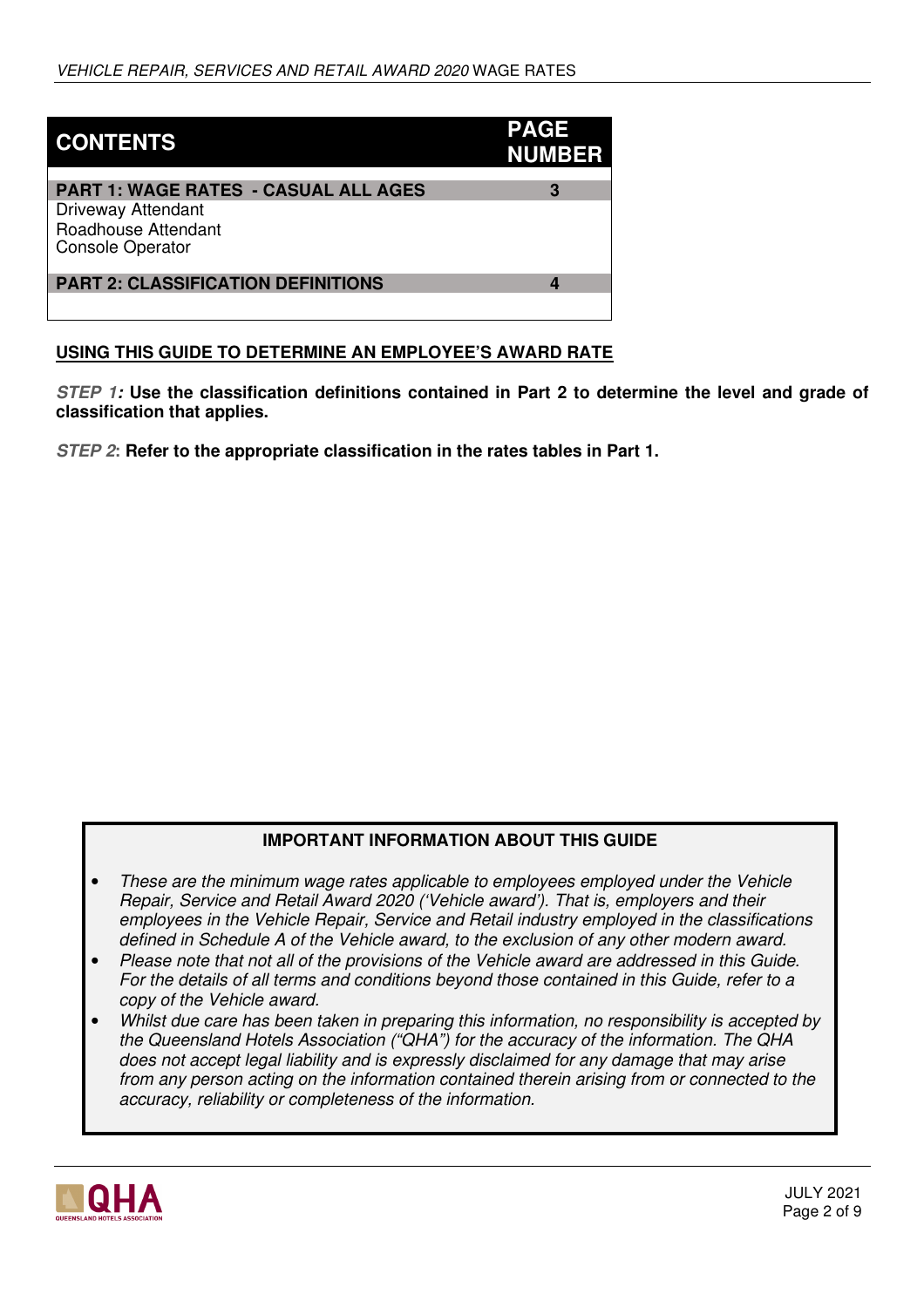| CONTENTS | PAGE NUMBER |
|---|---|
| **PART 1: WAGE RATES - CASUAL ALL AGES** | **3** |
| Driveway Attendant<br>Roadhouse Attendant<br>Console Operator | |
| **PART 2: CLASSIFICATION DEFINITIONS** | **4** |

**USING THIS GUIDE TO DETERMINE AN EMPLOYEE'S AWARD RATE**

***STEP 1:*** **Use the classification definitions contained in Part 2 to determine the level and grade of classification that applies.**

***STEP 2*****: Refer to the appropriate classification in the rates tables in Part 1.**

**IMPORTANT INFORMATION ABOUT THIS GUIDE**

- *These are the minimum wage rates applicable to employees employed under the Vehicle Repair, Service and Retail Award 2020 ('Vehicle award'). That is, employers and their employees in the Vehicle Repair, Service and Retail industry employed in the classifications defined in Schedule A of the Vehicle award, to the exclusion of any other modern award.*
- *Please note that not all of the provisions of the Vehicle award are addressed in this Guide. For the details of all terms and conditions beyond those contained in this Guide, refer to a copy of the Vehicle award.*
- *Whilst due care has been taken in preparing this information, no responsibility is accepted by the Queensland Hotels Association ("QHA") for the accuracy of the information. The QHA does not accept legal liability and is expressly disclaimed for any damage that may arise from any person acting on the information contained therein arising from or connected to the accuracy, reliability or completeness of the information.*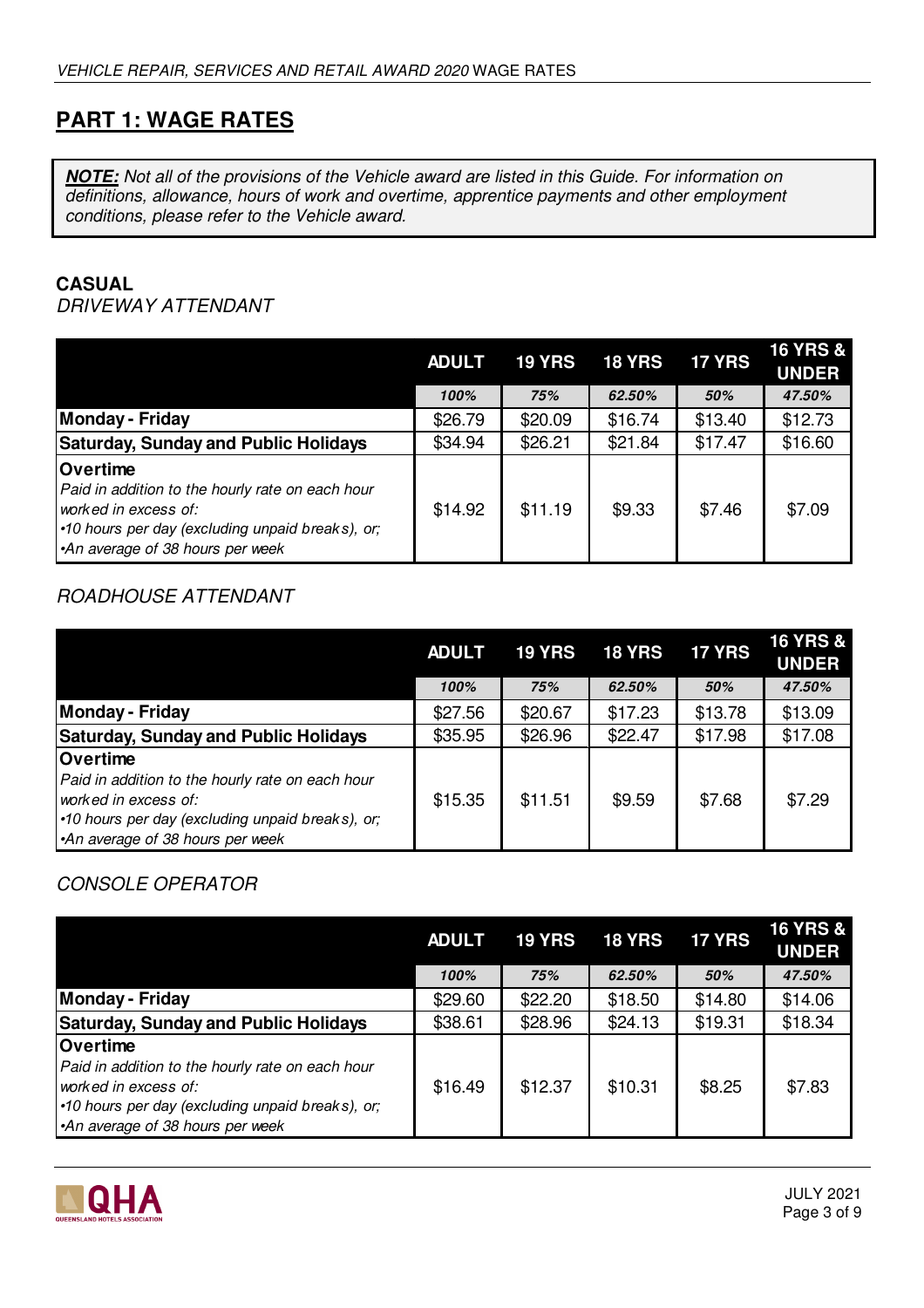## PART 1: WAGE RATES

> ***NOTE:*** *Not all of the provisions of the Vehicle award are listed in this Guide. For information on definitions, allowance, hours of work and overtime, apprentice payments and other employment conditions, please refer to the Vehicle award.*

### CASUAL

*DRIVEWAY ATTENDANT*

| | ADULT | 19 YRS | 18 YRS | 17 YRS | 16 YRS & UNDER |
|---|---|---|---|---|---|
| | *100%* | *75%* | *62.50%* | *50%* | *47.50%* |
| **Monday - Friday** | $26.79 | $20.09 | $16.74 | $13.40 | $12.73 |
| **Saturday, Sunday and Public Holidays** | $34.94 | $26.21 | $21.84 | $17.47 | $16.60 |
| **Overtime**<br>*Paid in addition to the hourly rate on each hour worked in excess of:*<br>*•10 hours per day (excluding unpaid breaks), or;*<br>*•An average of 38 hours per week* | $14.92 | $11.19 | $9.33 | $7.46 | $7.09 |

*ROADHOUSE ATTENDANT*

| | ADULT | 19 YRS | 18 YRS | 17 YRS | 16 YRS & UNDER |
|---|---|---|---|---|---|
| | *100%* | *75%* | *62.50%* | *50%* | *47.50%* |
| **Monday - Friday** | $27.56 | $20.67 | $17.23 | $13.78 | $13.09 |
| **Saturday, Sunday and Public Holidays** | $35.95 | $26.96 | $22.47 | $17.98 | $17.08 |
| **Overtime**<br>*Paid in addition to the hourly rate on each hour worked in excess of:*<br>*•10 hours per day (excluding unpaid breaks), or;*<br>*•An average of 38 hours per week* | $15.35 | $11.51 | $9.59 | $7.68 | $7.29 |

*CONSOLE OPERATOR*

| | ADULT | 19 YRS | 18 YRS | 17 YRS | 16 YRS & UNDER |
|---|---|---|---|---|---|
| | *100%* | *75%* | *62.50%* | *50%* | *47.50%* |
| **Monday - Friday** | $29.60 | $22.20 | $18.50 | $14.80 | $14.06 |
| **Saturday, Sunday and Public Holidays** | $38.61 | $28.96 | $24.13 | $19.31 | $18.34 |
| **Overtime**<br>*Paid in addition to the hourly rate on each hour worked in excess of:*<br>*•10 hours per day (excluding unpaid breaks), or;*<br>*•An average of 38 hours per week* | $16.49 | $12.37 | $10.31 | $8.25 | $7.83 |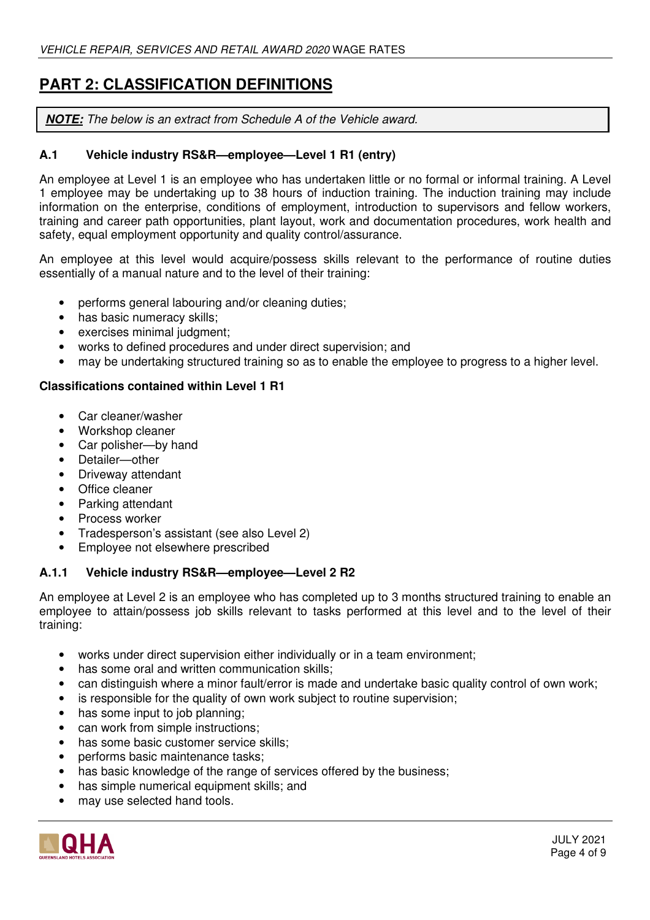## PART 2: CLASSIFICATION DEFINITIONS

***NOTE:*** *The below is an extract from Schedule A of the Vehicle award.*

### A.1 Vehicle industry RS&R—employee—Level 1 R1 (entry)

An employee at Level 1 is an employee who has undertaken little or no formal or informal training. A Level 1 employee may be undertaking up to 38 hours of induction training. The induction training may include information on the enterprise, conditions of employment, introduction to supervisors and fellow workers, training and career path opportunities, plant layout, work and documentation procedures, work health and safety, equal employment opportunity and quality control/assurance.

An employee at this level would acquire/possess skills relevant to the performance of routine duties essentially of a manual nature and to the level of their training:

- performs general labouring and/or cleaning duties;
- has basic numeracy skills;
- exercises minimal judgment;
- works to defined procedures and under direct supervision; and
- may be undertaking structured training so as to enable the employee to progress to a higher level.

**Classifications contained within Level 1 R1**

- Car cleaner/washer
- Workshop cleaner
- Car polisher—by hand
- Detailer—other
- Driveway attendant
- Office cleaner
- Parking attendant
- Process worker
- Tradesperson's assistant (see also Level 2)
- Employee not elsewhere prescribed

### A.1.1 Vehicle industry RS&R—employee—Level 2 R2

An employee at Level 2 is an employee who has completed up to 3 months structured training to enable an employee to attain/possess job skills relevant to tasks performed at this level and to the level of their training:

- works under direct supervision either individually or in a team environment;
- has some oral and written communication skills;
- can distinguish where a minor fault/error is made and undertake basic quality control of own work;
- is responsible for the quality of own work subject to routine supervision;
- has some input to job planning;
- can work from simple instructions;
- has some basic customer service skills;
- performs basic maintenance tasks;
- has basic knowledge of the range of services offered by the business;
- has simple numerical equipment skills; and
- may use selected hand tools.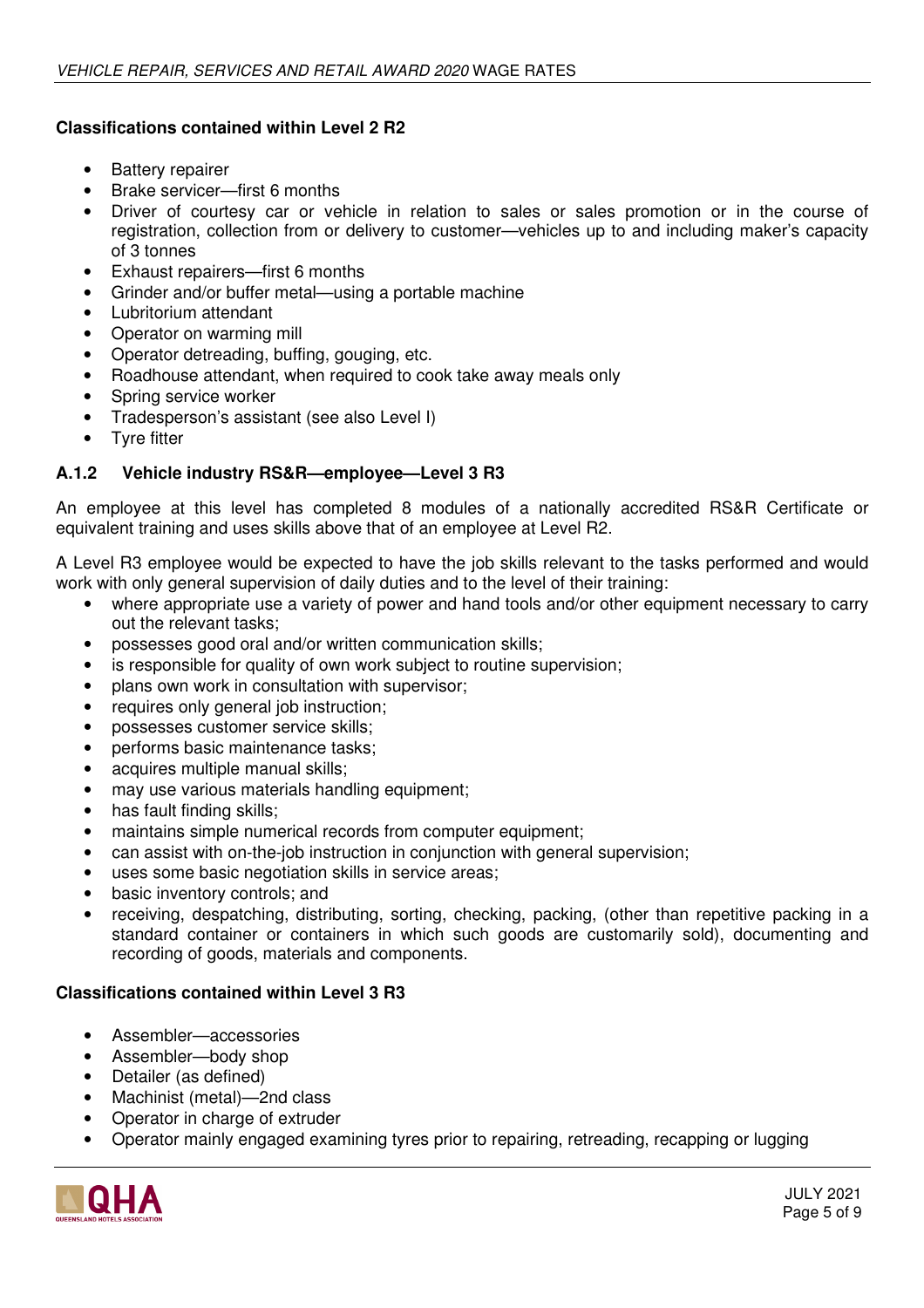**Classifications contained within Level 2 R2**

- Battery repairer
- Brake servicer—first 6 months
- Driver of courtesy car or vehicle in relation to sales or sales promotion or in the course of registration, collection from or delivery to customer—vehicles up to and including maker's capacity of 3 tonnes
- Exhaust repairers—first 6 months
- Grinder and/or buffer metal—using a portable machine
- Lubritorium attendant
- Operator on warming mill
- Operator detreading, buffing, gouging, etc.
- Roadhouse attendant, when required to cook take away meals only
- Spring service worker
- Tradesperson's assistant (see also Level I)
- Tyre fitter

### A.1.2 Vehicle industry RS&R—employee—Level 3 R3

An employee at this level has completed 8 modules of a nationally accredited RS&R Certificate or equivalent training and uses skills above that of an employee at Level R2.

A Level R3 employee would be expected to have the job skills relevant to the tasks performed and would work with only general supervision of daily duties and to the level of their training:

- where appropriate use a variety of power and hand tools and/or other equipment necessary to carry out the relevant tasks;
- possesses good oral and/or written communication skills;
- is responsible for quality of own work subject to routine supervision;
- plans own work in consultation with supervisor;
- requires only general job instruction;
- possesses customer service skills;
- performs basic maintenance tasks;
- acquires multiple manual skills;
- may use various materials handling equipment;
- has fault finding skills;
- maintains simple numerical records from computer equipment;
- can assist with on-the-job instruction in conjunction with general supervision;
- uses some basic negotiation skills in service areas;
- basic inventory controls; and
- receiving, despatching, distributing, sorting, checking, packing, (other than repetitive packing in a standard container or containers in which such goods are customarily sold), documenting and recording of goods, materials and components.

**Classifications contained within Level 3 R3**

- Assembler—accessories
- Assembler—body shop
- Detailer (as defined)
- Machinist (metal)—2nd class
- Operator in charge of extruder
- Operator mainly engaged examining tyres prior to repairing, retreading, recapping or lugging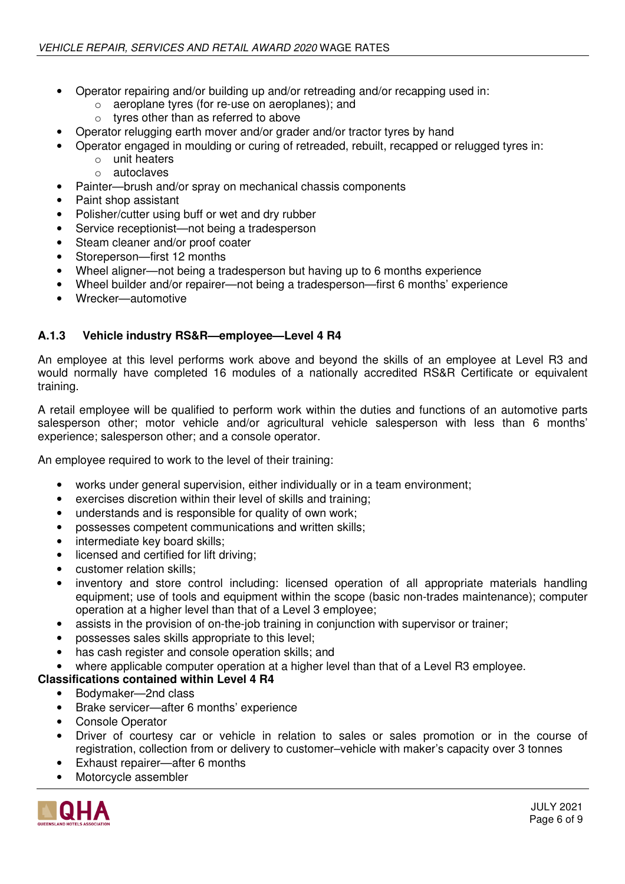- Operator repairing and/or building up and/or retreading and/or recapping used in:
  - aeroplane tyres (for re-use on aeroplanes); and
  - tyres other than as referred to above
- Operator relugging earth mover and/or grader and/or tractor tyres by hand
- Operator engaged in moulding or curing of retreaded, rebuilt, recapped or relugged tyres in:
  - unit heaters
  - autoclaves
- Painter—brush and/or spray on mechanical chassis components
- Paint shop assistant
- Polisher/cutter using buff or wet and dry rubber
- Service receptionist—not being a tradesperson
- Steam cleaner and/or proof coater
- Storeperson—first 12 months
- Wheel aligner—not being a tradesperson but having up to 6 months experience
- Wheel builder and/or repairer—not being a tradesperson—first 6 months' experience
- Wrecker—automotive

### A.1.3 Vehicle industry RS&R—employee—Level 4 R4

An employee at this level performs work above and beyond the skills of an employee at Level R3 and would normally have completed 16 modules of a nationally accredited RS&R Certificate or equivalent training.

A retail employee will be qualified to perform work within the duties and functions of an automotive parts salesperson other; motor vehicle and/or agricultural vehicle salesperson with less than 6 months' experience; salesperson other; and a console operator.

An employee required to work to the level of their training:

- works under general supervision, either individually or in a team environment;
- exercises discretion within their level of skills and training;
- understands and is responsible for quality of own work;
- possesses competent communications and written skills;
- intermediate key board skills;
- licensed and certified for lift driving;
- customer relation skills;
- inventory and store control including: licensed operation of all appropriate materials handling equipment; use of tools and equipment within the scope (basic non-trades maintenance); computer operation at a higher level than that of a Level 3 employee;
- assists in the provision of on-the-job training in conjunction with supervisor or trainer;
- possesses sales skills appropriate to this level;
- has cash register and console operation skills; and
- where applicable computer operation at a higher level than that of a Level R3 employee.

**Classifications contained within Level 4 R4**

- Bodymaker—2nd class
- Brake servicer—after 6 months' experience
- Console Operator
- Driver of courtesy car or vehicle in relation to sales or sales promotion or in the course of registration, collection from or delivery to customer–vehicle with maker's capacity over 3 tonnes
- Exhaust repairer—after 6 months
- Motorcycle assembler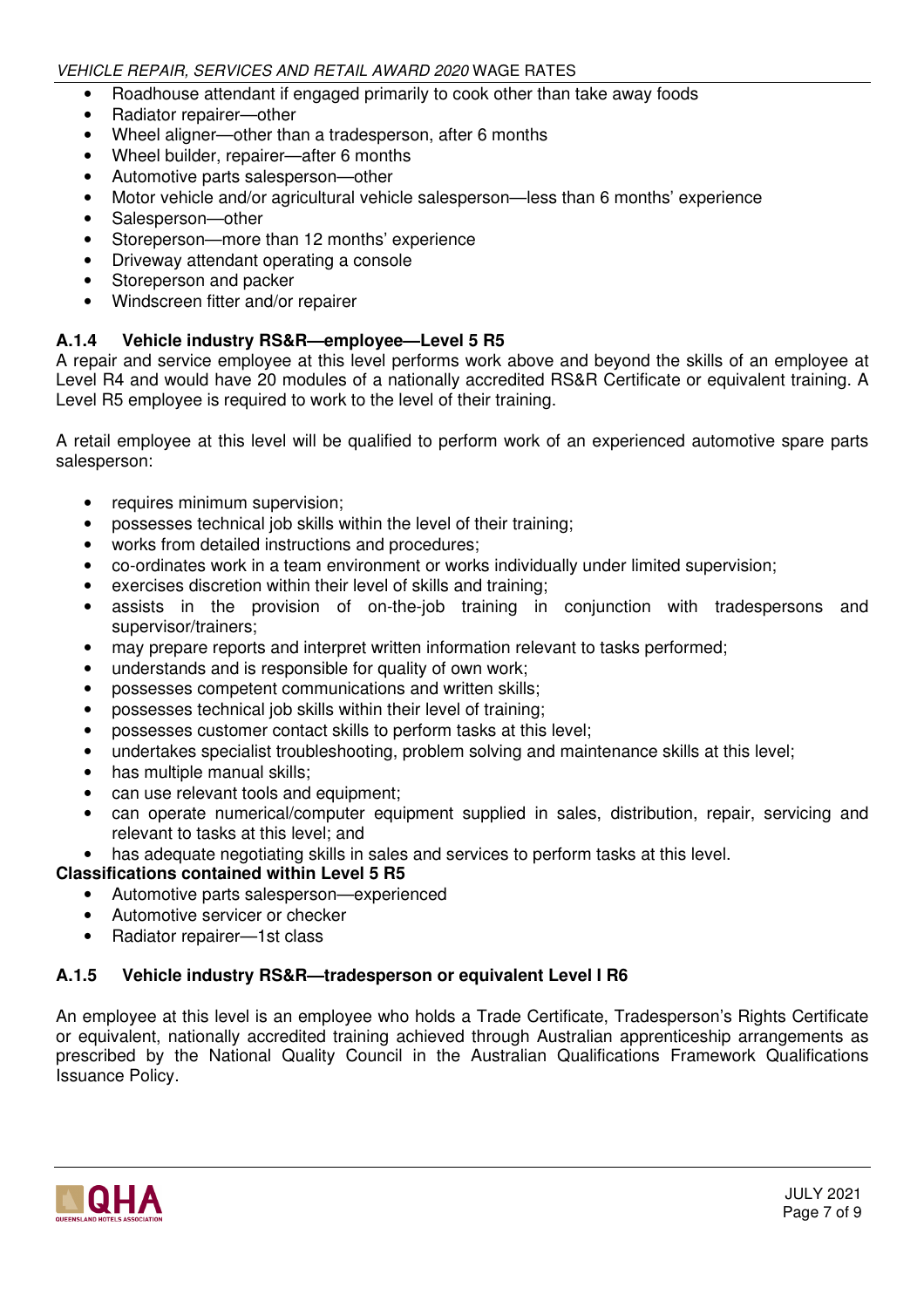- Roadhouse attendant if engaged primarily to cook other than take away foods
- Radiator repairer—other
- Wheel aligner—other than a tradesperson, after 6 months
- Wheel builder, repairer—after 6 months
- Automotive parts salesperson—other
- Motor vehicle and/or agricultural vehicle salesperson—less than 6 months' experience
- Salesperson—other
- Storeperson—more than 12 months' experience
- Driveway attendant operating a console
- Storeperson and packer
- Windscreen fitter and/or repairer

### A.1.4 Vehicle industry RS&R—employee—Level 5 R5

A repair and service employee at this level performs work above and beyond the skills of an employee at Level R4 and would have 20 modules of a nationally accredited RS&R Certificate or equivalent training. A Level R5 employee is required to work to the level of their training.

A retail employee at this level will be qualified to perform work of an experienced automotive spare parts salesperson:

- requires minimum supervision;
- possesses technical job skills within the level of their training;
- works from detailed instructions and procedures;
- co-ordinates work in a team environment or works individually under limited supervision;
- exercises discretion within their level of skills and training;
- assists in the provision of on-the-job training in conjunction with tradespersons and supervisor/trainers;
- may prepare reports and interpret written information relevant to tasks performed;
- understands and is responsible for quality of own work;
- possesses competent communications and written skills;
- possesses technical job skills within their level of training;
- possesses customer contact skills to perform tasks at this level;
- undertakes specialist troubleshooting, problem solving and maintenance skills at this level;
- has multiple manual skills;
- can use relevant tools and equipment;
- can operate numerical/computer equipment supplied in sales, distribution, repair, servicing and relevant to tasks at this level; and
- has adequate negotiating skills in sales and services to perform tasks at this level.

**Classifications contained within Level 5 R5**

- Automotive parts salesperson—experienced
- Automotive servicer or checker
- Radiator repairer—1st class

### A.1.5 Vehicle industry RS&R—tradesperson or equivalent Level I R6

An employee at this level is an employee who holds a Trade Certificate, Tradesperson's Rights Certificate or equivalent, nationally accredited training achieved through Australian apprenticeship arrangements as prescribed by the National Quality Council in the Australian Qualifications Framework Qualifications Issuance Policy.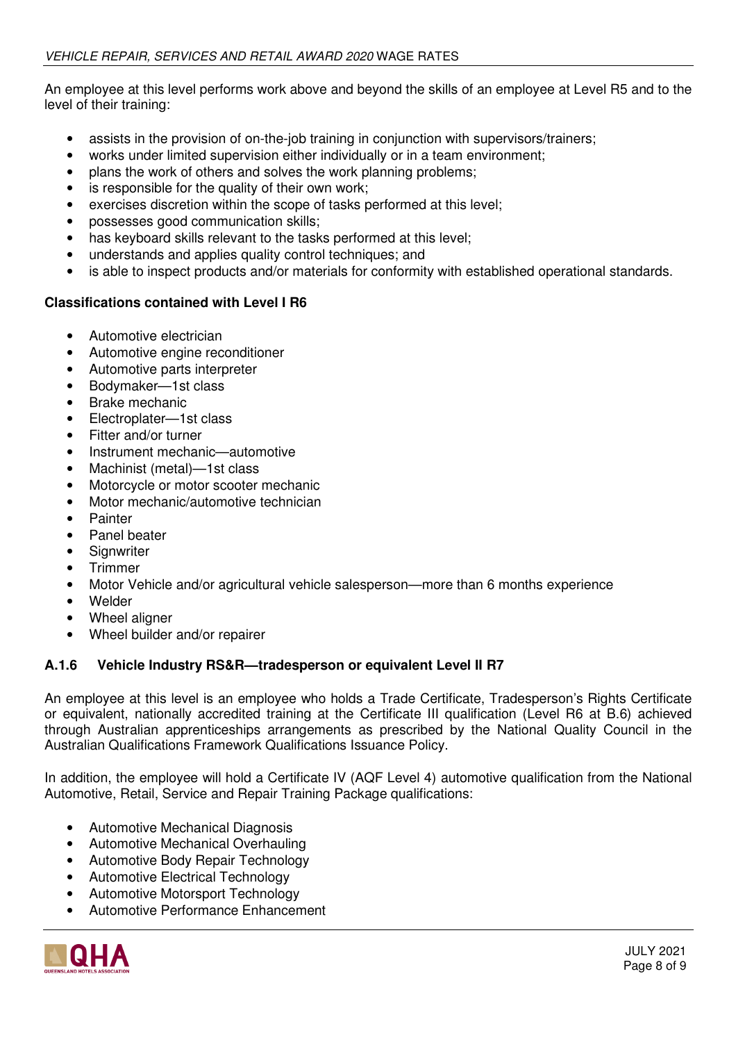An employee at this level performs work above and beyond the skills of an employee at Level R5 and to the level of their training:

- assists in the provision of on-the-job training in conjunction with supervisors/trainers;
- works under limited supervision either individually or in a team environment;
- plans the work of others and solves the work planning problems;
- is responsible for the quality of their own work;
- exercises discretion within the scope of tasks performed at this level;
- possesses good communication skills;
- has keyboard skills relevant to the tasks performed at this level;
- understands and applies quality control techniques; and
- is able to inspect products and/or materials for conformity with established operational standards.

**Classifications contained with Level I R6**

- Automotive electrician
- Automotive engine reconditioner
- Automotive parts interpreter
- Bodymaker—1st class
- Brake mechanic
- Electroplater—1st class
- Fitter and/or turner
- Instrument mechanic—automotive
- Machinist (metal)—1st class
- Motorcycle or motor scooter mechanic
- Motor mechanic/automotive technician
- Painter
- Panel beater
- Signwriter
- Trimmer
- Motor Vehicle and/or agricultural vehicle salesperson—more than 6 months experience
- Welder
- Wheel aligner
- Wheel builder and/or repairer

### A.1.6 Vehicle Industry RS&R—tradesperson or equivalent Level II R7

An employee at this level is an employee who holds a Trade Certificate, Tradesperson's Rights Certificate or equivalent, nationally accredited training at the Certificate III qualification (Level R6 at B.6) achieved through Australian apprenticeships arrangements as prescribed by the National Quality Council in the Australian Qualifications Framework Qualifications Issuance Policy.

In addition, the employee will hold a Certificate IV (AQF Level 4) automotive qualification from the National Automotive, Retail, Service and Repair Training Package qualifications:

- Automotive Mechanical Diagnosis
- Automotive Mechanical Overhauling
- Automotive Body Repair Technology
- Automotive Electrical Technology
- Automotive Motorsport Technology
- Automotive Performance Enhancement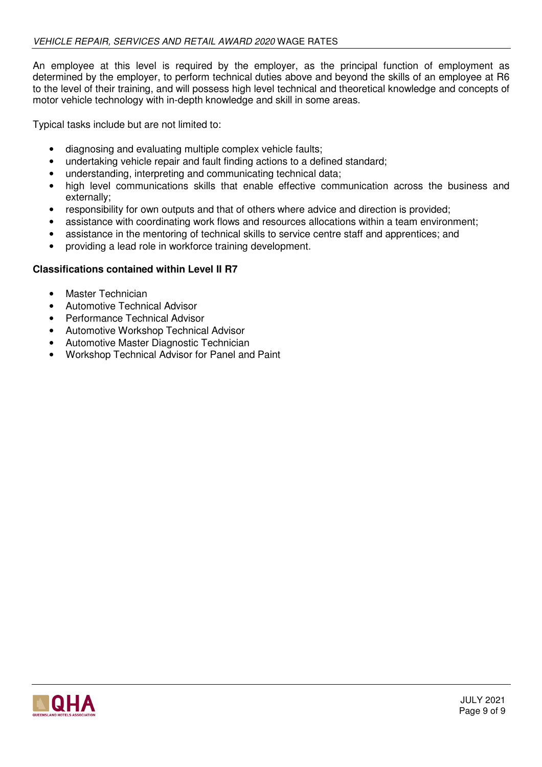An employee at this level is required by the employer, as the principal function of employment as determined by the employer, to perform technical duties above and beyond the skills of an employee at R6 to the level of their training, and will possess high level technical and theoretical knowledge and concepts of motor vehicle technology with in-depth knowledge and skill in some areas.

Typical tasks include but are not limited to:

- diagnosing and evaluating multiple complex vehicle faults;
- undertaking vehicle repair and fault finding actions to a defined standard;
- understanding, interpreting and communicating technical data;
- high level communications skills that enable effective communication across the business and externally;
- responsibility for own outputs and that of others where advice and direction is provided;
- assistance with coordinating work flows and resources allocations within a team environment;
- assistance in the mentoring of technical skills to service centre staff and apprentices; and
- providing a lead role in workforce training development.

**Classifications contained within Level II R7**

- Master Technician
- Automotive Technical Advisor
- Performance Technical Advisor
- Automotive Workshop Technical Advisor
- Automotive Master Diagnostic Technician
- Workshop Technical Advisor for Panel and Paint